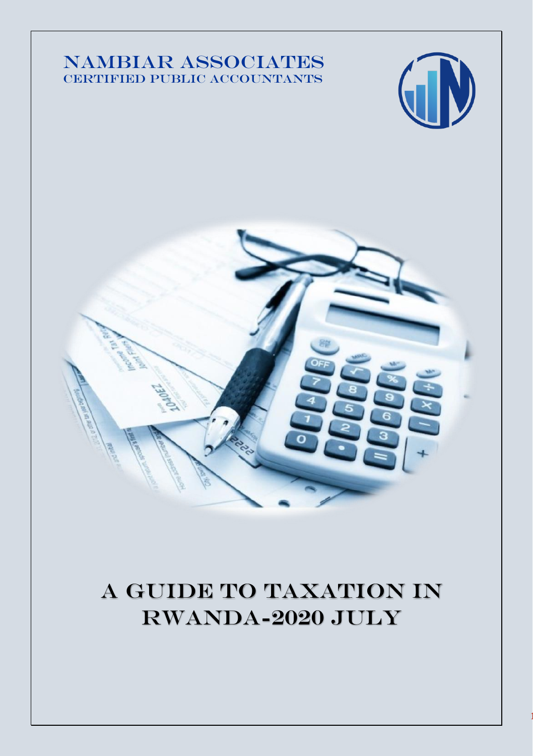NAMBIAR ASSOCIATES

CERTIFIED PUBLIC ACCOUNTANTS

# A GUIDE TO TAXATION IN RWANDA-2020 JULY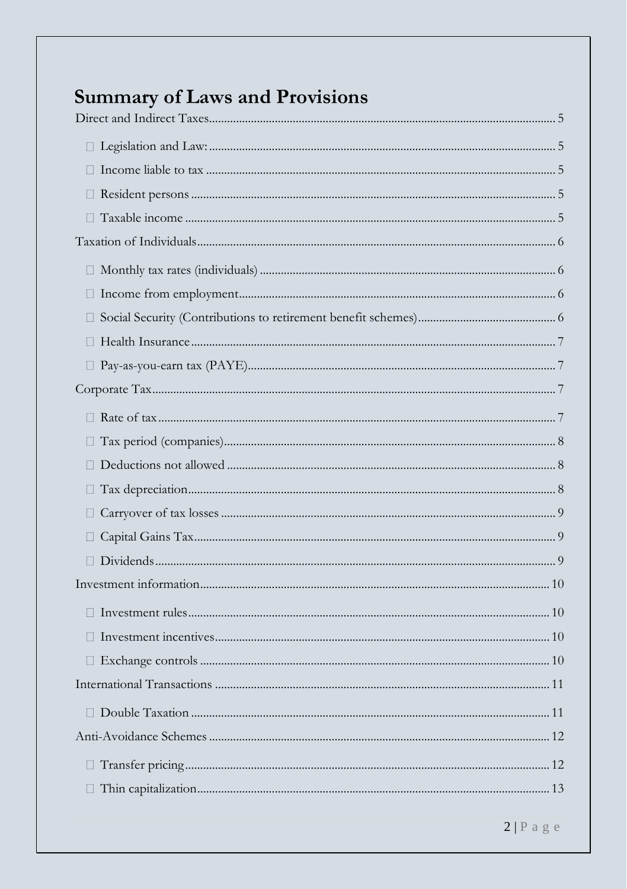# Summary of Laws and Provisions

Direct and Indirect Taxes ..... 5

- Legislation and Law: ..... 5
- Income liable to tax ..... 5
- Resident persons ..... 5
- Taxable income ..... 5

Taxation of Individuals ..... 6

- Monthly tax rates (individuals) ..... 6
- Income from employment ..... 6
- Social Security (Contributions to retirement benefit schemes) ..... 6
- Health Insurance ..... 7
- Pay-as-you-earn tax (PAYE) ..... 7

Corporate Tax ..... 7

- Rate of tax ..... 7
- Tax period (companies) ..... 8
- Deductions not allowed ..... 8
- Tax depreciation ..... 8
- Carryover of tax losses ..... 9
- Capital Gains Tax ..... 9
- Dividends ..... 9

Investment information ..... 10

- Investment rules ..... 10
- Investment incentives ..... 10
- Exchange controls ..... 10

International Transactions ..... 11

- Double Taxation ..... 11

Anti-Avoidance Schemes ..... 12

- Transfer pricing ..... 12
- Thin capitalization ..... 13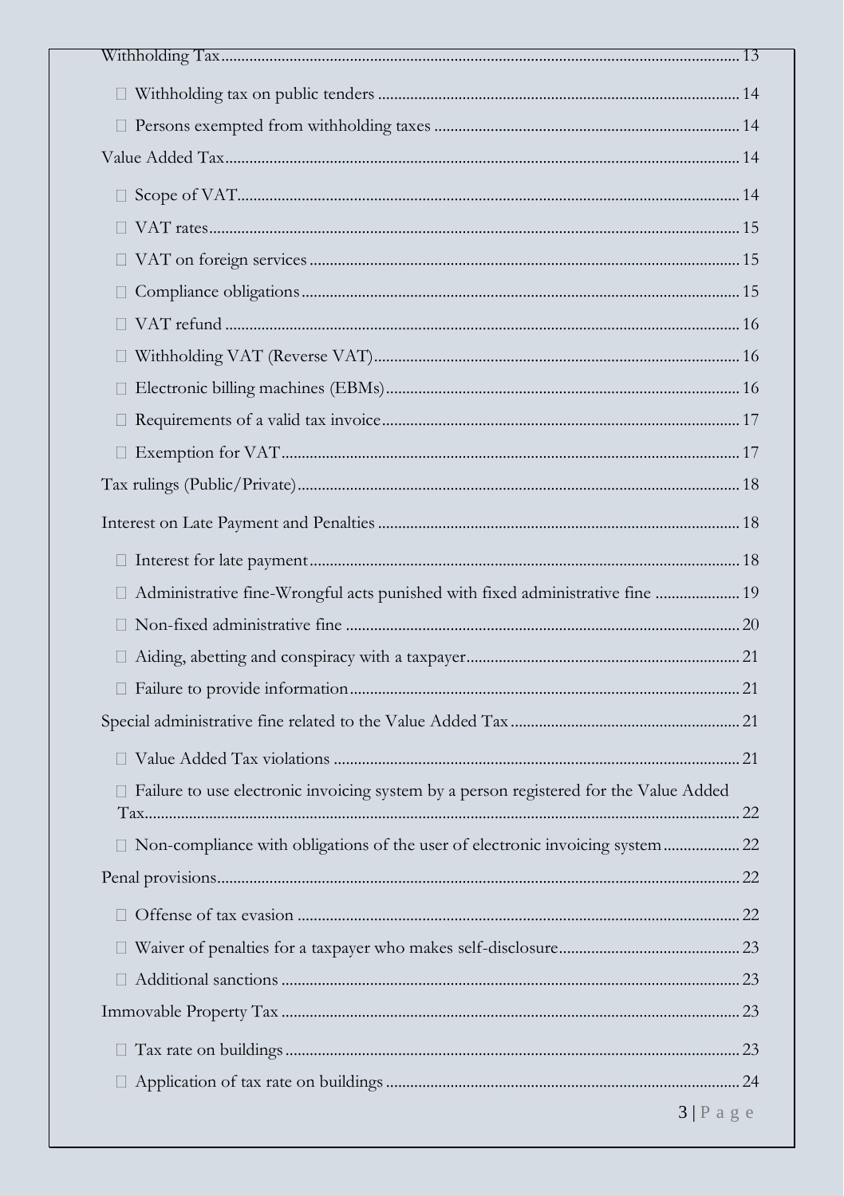Withholding Tax .......... 13

- Withholding tax on public tenders .......... 14
- Persons exempted from withholding taxes .......... 14

Value Added Tax .......... 14

- Scope of VAT .......... 14
- VAT rates .......... 15
- VAT on foreign services .......... 15
- Compliance obligations .......... 15
- VAT refund .......... 16
- Withholding VAT (Reverse VAT) .......... 16
- Electronic billing machines (EBMs) .......... 16
- Requirements of a valid tax invoice .......... 17
- Exemption for VAT .......... 17

Tax rulings (Public/Private) .......... 18

Interest on Late Payment and Penalties .......... 18

- Interest for late payment .......... 18
- Administrative fine-Wrongful acts punished with fixed administrative fine .......... 19
- Non-fixed administrative fine .......... 20
- Aiding, abetting and conspiracy with a taxpayer .......... 21
- Failure to provide information .......... 21

Special administrative fine related to the Value Added Tax .......... 21

- Value Added Tax violations .......... 21
- Failure to use electronic invoicing system by a person registered for the Value Added Tax .......... 22
- Non-compliance with obligations of the user of electronic invoicing system .......... 22

Penal provisions .......... 22

- Offense of tax evasion .......... 22
- Waiver of penalties for a taxpayer who makes self-disclosure .......... 23
- Additional sanctions .......... 23

Immovable Property Tax .......... 23

- Tax rate on buildings .......... 23
- Application of tax rate on buildings .......... 24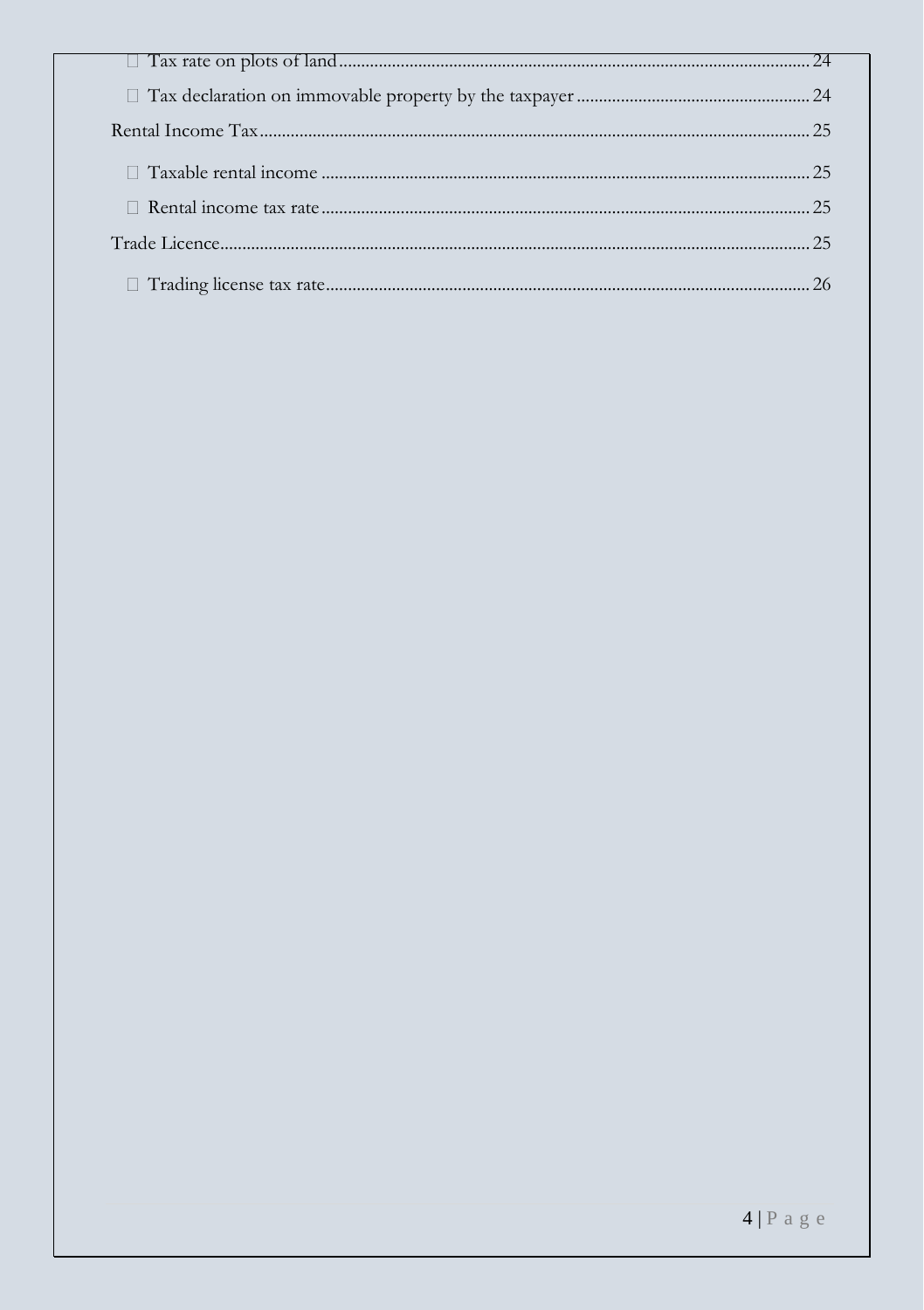- Tax rate on plots of land ........ 24
- Tax declaration on immovable property by the taxpayer ........ 24

Rental Income Tax ........ 25

- Taxable rental income ........ 25
- Rental income tax rate ........ 25

Trade Licence ........ 25

- Trading license tax rate ........ 26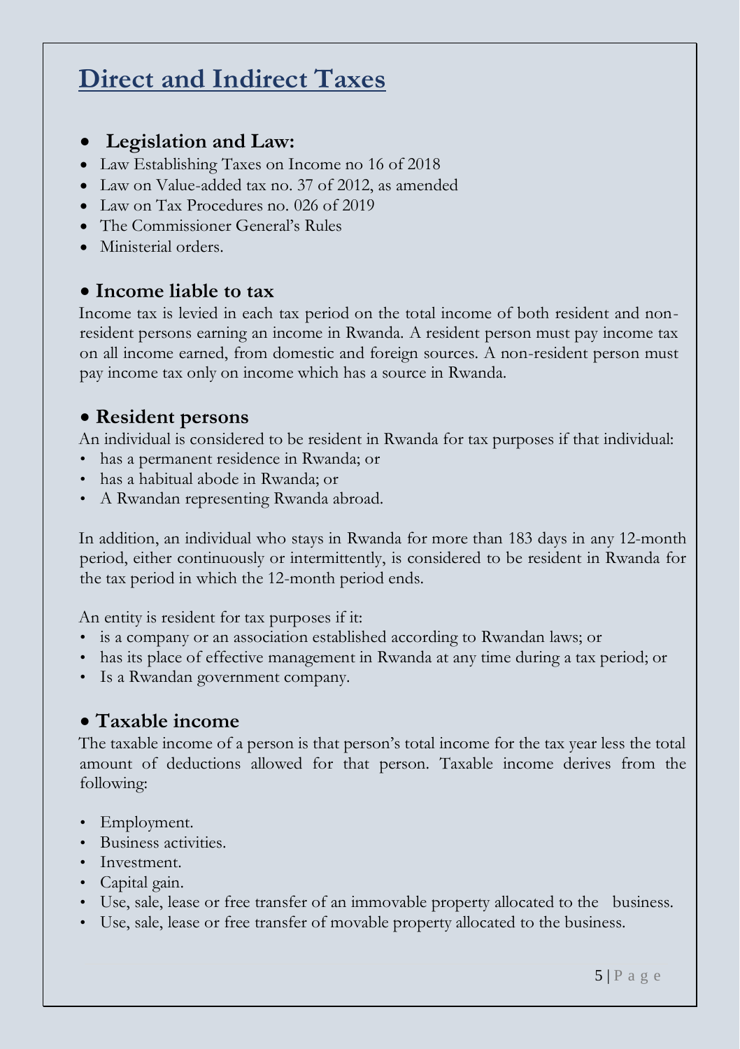# Direct and Indirect Taxes

## Legislation and Law:

- Law Establishing Taxes on Income no 16 of 2018
- Law on Value-added tax no. 37 of 2012, as amended
- Law on Tax Procedures no. 026 of 2019
- The Commissioner General's Rules
- Ministerial orders.

## Income liable to tax

Income tax is levied in each tax period on the total income of both resident and non-resident persons earning an income in Rwanda. A resident person must pay income tax on all income earned, from domestic and foreign sources. A non-resident person must pay income tax only on income which has a source in Rwanda.

## Resident persons

An individual is considered to be resident in Rwanda for tax purposes if that individual:

- has a permanent residence in Rwanda; or
- has a habitual abode in Rwanda; or
- A Rwandan representing Rwanda abroad.

In addition, an individual who stays in Rwanda for more than 183 days in any 12-month period, either continuously or intermittently, is considered to be resident in Rwanda for the tax period in which the 12-month period ends.

An entity is resident for tax purposes if it:

- is a company or an association established according to Rwandan laws; or
- has its place of effective management in Rwanda at any time during a tax period; or
- Is a Rwandan government company.

## Taxable income

The taxable income of a person is that person's total income for the tax year less the total amount of deductions allowed for that person. Taxable income derives from the following:

- Employment.
- Business activities.
- Investment.
- Capital gain.
- Use, sale, lease or free transfer of an immovable property allocated to the business.
- Use, sale, lease or free transfer of movable property allocated to the business.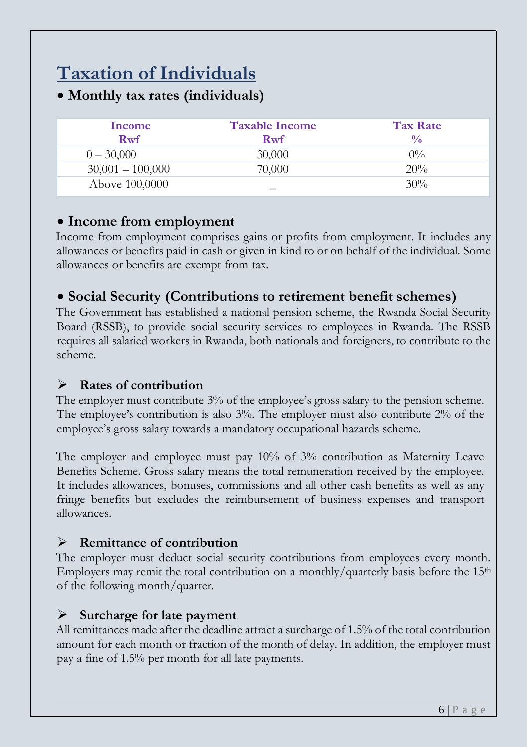# Taxation of Individuals

- **Monthly tax rates (individuals)**

| Income<br>Rwf | Taxable Income<br>Rwf | Tax Rate<br>% |
|---|---|---|
| 0 – 30,000 | 30,000 | 0% |
| 30,001 – 100,000 | 70,000 | 20% |
| Above 100,0000 | _ | 30% |

- **Income from employment**

Income from employment comprises gains or profits from employment. It includes any allowances or benefits paid in cash or given in kind to or on behalf of the individual. Some allowances or benefits are exempt from tax.

- **Social Security (Contributions to retirement benefit schemes)**

The Government has established a national pension scheme, the Rwanda Social Security Board (RSSB), to provide social security services to employees in Rwanda. The RSSB requires all salaried workers in Rwanda, both nationals and foreigners, to contribute to the scheme.

- **Rates of contribution**

The employer must contribute 3% of the employee's gross salary to the pension scheme. The employee's contribution is also 3%. The employer must also contribute 2% of the employee's gross salary towards a mandatory occupational hazards scheme.

The employer and employee must pay 10% of 3% contribution as Maternity Leave Benefits Scheme. Gross salary means the total remuneration received by the employee. It includes allowances, bonuses, commissions and all other cash benefits as well as any fringe benefits but excludes the reimbursement of business expenses and transport allowances.

- **Remittance of contribution**

The employer must deduct social security contributions from employees every month. Employers may remit the total contribution on a monthly/quarterly basis before the 15th of the following month/quarter.

- **Surcharge for late payment**

All remittances made after the deadline attract a surcharge of 1.5% of the total contribution amount for each month or fraction of the month of delay. In addition, the employer must pay a fine of 1.5% per month for all late payments.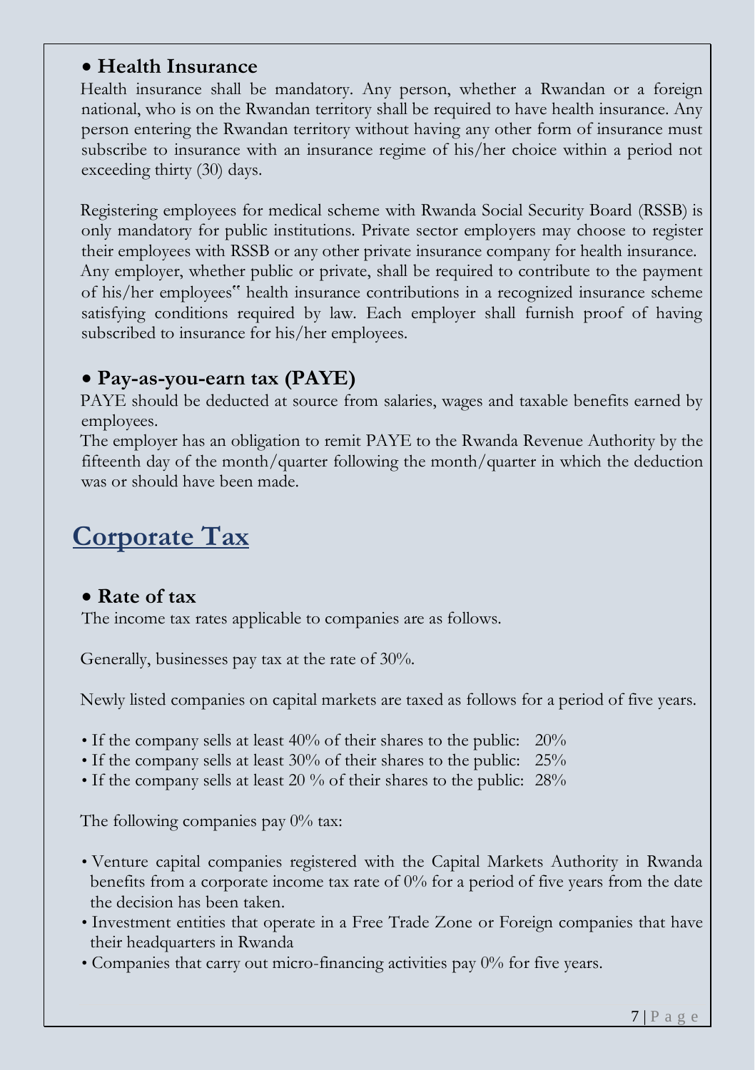- **Health Insurance**

Health insurance shall be mandatory. Any person, whether a Rwandan or a foreign national, who is on the Rwandan territory shall be required to have health insurance. Any person entering the Rwandan territory without having any other form of insurance must subscribe to insurance with an insurance regime of his/her choice within a period not exceeding thirty (30) days.

Registering employees for medical scheme with Rwanda Social Security Board (RSSB) is only mandatory for public institutions. Private sector employers may choose to register their employees with RSSB or any other private insurance company for health insurance. Any employer, whether public or private, shall be required to contribute to the payment of his/her employees" health insurance contributions in a recognized insurance scheme satisfying conditions required by law. Each employer shall furnish proof of having subscribed to insurance for his/her employees.

- **Pay-as-you-earn tax (PAYE)**

PAYE should be deducted at source from salaries, wages and taxable benefits earned by employees.
The employer has an obligation to remit PAYE to the Rwanda Revenue Authority by the fifteenth day of the month/quarter following the month/quarter in which the deduction was or should have been made.

# Corporate Tax

- **Rate of tax**

The income tax rates applicable to companies are as follows.

Generally, businesses pay tax at the rate of 30%.

Newly listed companies on capital markets are taxed as follows for a period of five years.

- If the company sells at least 40% of their shares to the public: 20%
- If the company sells at least 30% of their shares to the public: 25%
- If the company sells at least 20 % of their shares to the public: 28%

The following companies pay 0% tax:

- Venture capital companies registered with the Capital Markets Authority in Rwanda benefits from a corporate income tax rate of 0% for a period of five years from the date the decision has been taken.
- Investment entities that operate in a Free Trade Zone or Foreign companies that have their headquarters in Rwanda
- Companies that carry out micro-financing activities pay 0% for five years.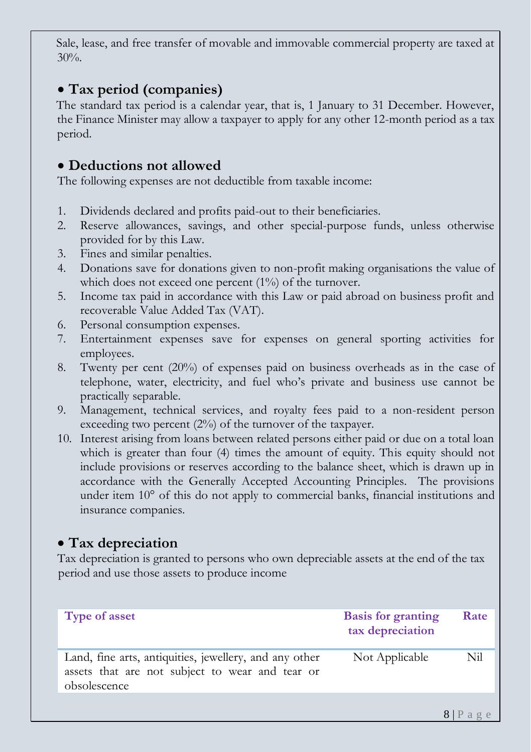Sale, lease, and free transfer of movable and immovable commercial property are taxed at 30%.

## • Tax period (companies)

The standard tax period is a calendar year, that is, 1 January to 31 December. However, the Finance Minister may allow a taxpayer to apply for any other 12-month period as a tax period.

## • Deductions not allowed

The following expenses are not deductible from taxable income:

1. Dividends declared and profits paid-out to their beneficiaries.
2. Reserve allowances, savings, and other special-purpose funds, unless otherwise provided for by this Law.
3. Fines and similar penalties.
4. Donations save for donations given to non-profit making organisations the value of which does not exceed one percent (1%) of the turnover.
5. Income tax paid in accordance with this Law or paid abroad on business profit and recoverable Value Added Tax (VAT).
6. Personal consumption expenses.
7. Entertainment expenses save for expenses on general sporting activities for employees.
8. Twenty per cent (20%) of expenses paid on business overheads as in the case of telephone, water, electricity, and fuel who's private and business use cannot be practically separable.
9. Management, technical services, and royalty fees paid to a non-resident person exceeding two percent (2%) of the turnover of the taxpayer.
10. Interest arising from loans between related persons either paid or due on a total loan which is greater than four (4) times the amount of equity. This equity should not include provisions or reserves according to the balance sheet, which is drawn up in accordance with the Generally Accepted Accounting Principles. The provisions under item 10° of this do not apply to commercial banks, financial institutions and insurance companies.

## • Tax depreciation

Tax depreciation is granted to persons who own depreciable assets at the end of the tax period and use those assets to produce income

| Type of asset | Basis for granting tax depreciation | Rate |
| --- | --- | --- |
| Land, fine arts, antiquities, jewellery, and any other assets that are not subject to wear and tear or obsolescence | Not Applicable | Nil |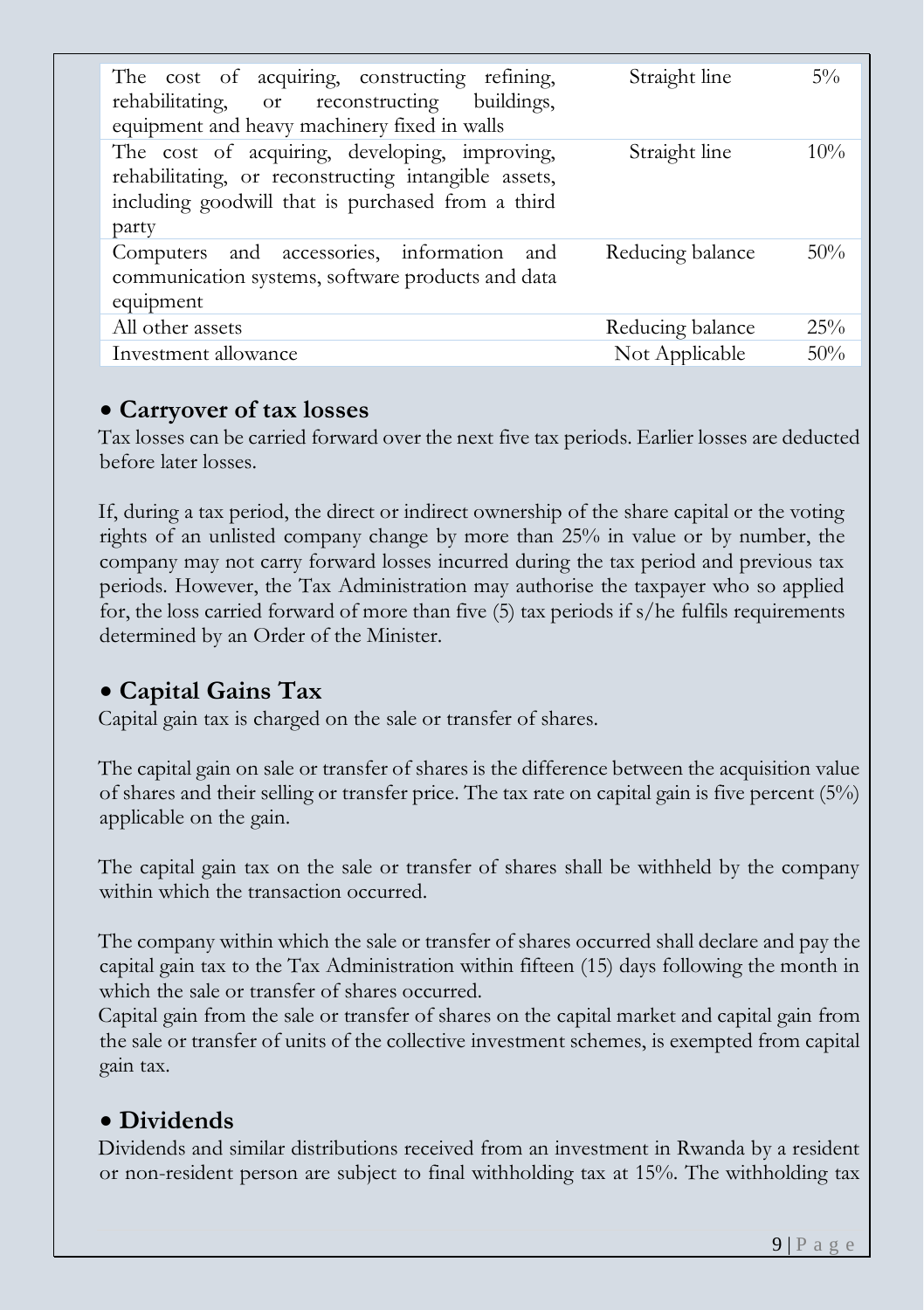| | | |
|---|---|---|
| The cost of acquiring, constructing refining, rehabilitating, or reconstructing buildings, equipment and heavy machinery fixed in walls | Straight line | 5% |
| The cost of acquiring, developing, improving, rehabilitating, or reconstructing intangible assets, including goodwill that is purchased from a third party | Straight line | 10% |
| Computers and accessories, information and communication systems, software products and data equipment | Reducing balance | 50% |
| All other assets | Reducing balance | 25% |
| Investment allowance | Not Applicable | 50% |

## • Carryover of tax losses

Tax losses can be carried forward over the next five tax periods. Earlier losses are deducted before later losses.

If, during a tax period, the direct or indirect ownership of the share capital or the voting rights of an unlisted company change by more than 25% in value or by number, the company may not carry forward losses incurred during the tax period and previous tax periods. However, the Tax Administration may authorise the taxpayer who so applied for, the loss carried forward of more than five (5) tax periods if s/he fulfils requirements determined by an Order of the Minister.

## • Capital Gains Tax

Capital gain tax is charged on the sale or transfer of shares.

The capital gain on sale or transfer of shares is the difference between the acquisition value of shares and their selling or transfer price. The tax rate on capital gain is five percent (5%) applicable on the gain.

The capital gain tax on the sale or transfer of shares shall be withheld by the company within which the transaction occurred.

The company within which the sale or transfer of shares occurred shall declare and pay the capital gain tax to the Tax Administration within fifteen (15) days following the month in which the sale or transfer of shares occurred.

Capital gain from the sale or transfer of shares on the capital market and capital gain from the sale or transfer of units of the collective investment schemes, is exempted from capital gain tax.

## • Dividends

Dividends and similar distributions received from an investment in Rwanda by a resident or non-resident person are subject to final withholding tax at 15%. The withholding tax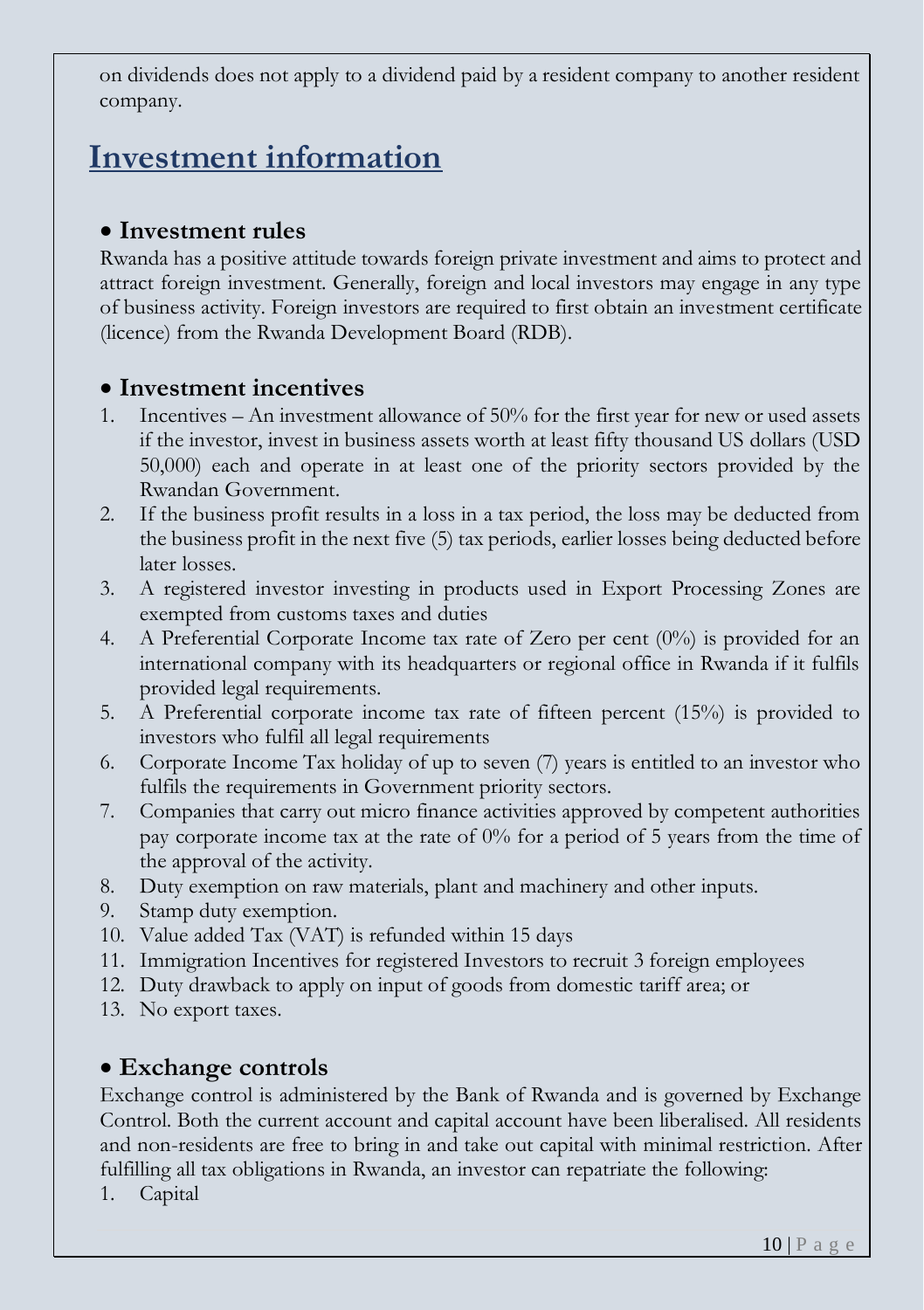on dividends does not apply to a dividend paid by a resident company to another resident company.

# Investment information

- **Investment rules**

Rwanda has a positive attitude towards foreign private investment and aims to protect and attract foreign investment. Generally, foreign and local investors may engage in any type of business activity. Foreign investors are required to first obtain an investment certificate (licence) from the Rwanda Development Board (RDB).

- **Investment incentives**

1. Incentives – An investment allowance of 50% for the first year for new or used assets if the investor, invest in business assets worth at least fifty thousand US dollars (USD 50,000) each and operate in at least one of the priority sectors provided by the Rwandan Government.
2. If the business profit results in a loss in a tax period, the loss may be deducted from the business profit in the next five (5) tax periods, earlier losses being deducted before later losses.
3. A registered investor investing in products used in Export Processing Zones are exempted from customs taxes and duties
4. A Preferential Corporate Income tax rate of Zero per cent (0%) is provided for an international company with its headquarters or regional office in Rwanda if it fulfils provided legal requirements.
5. A Preferential corporate income tax rate of fifteen percent (15%) is provided to investors who fulfil all legal requirements
6. Corporate Income Tax holiday of up to seven (7) years is entitled to an investor who fulfils the requirements in Government priority sectors.
7. Companies that carry out micro finance activities approved by competent authorities pay corporate income tax at the rate of 0% for a period of 5 years from the time of the approval of the activity.
8. Duty exemption on raw materials, plant and machinery and other inputs.
9. Stamp duty exemption.
10. Value added Tax (VAT) is refunded within 15 days
11. Immigration Incentives for registered Investors to recruit 3 foreign employees
12. Duty drawback to apply on input of goods from domestic tariff area; or
13. No export taxes.

- **Exchange controls**

Exchange control is administered by the Bank of Rwanda and is governed by Exchange Control. Both the current account and capital account have been liberalised. All residents and non-residents are free to bring in and take out capital with minimal restriction. After fulfilling all tax obligations in Rwanda, an investor can repatriate the following:

1. Capital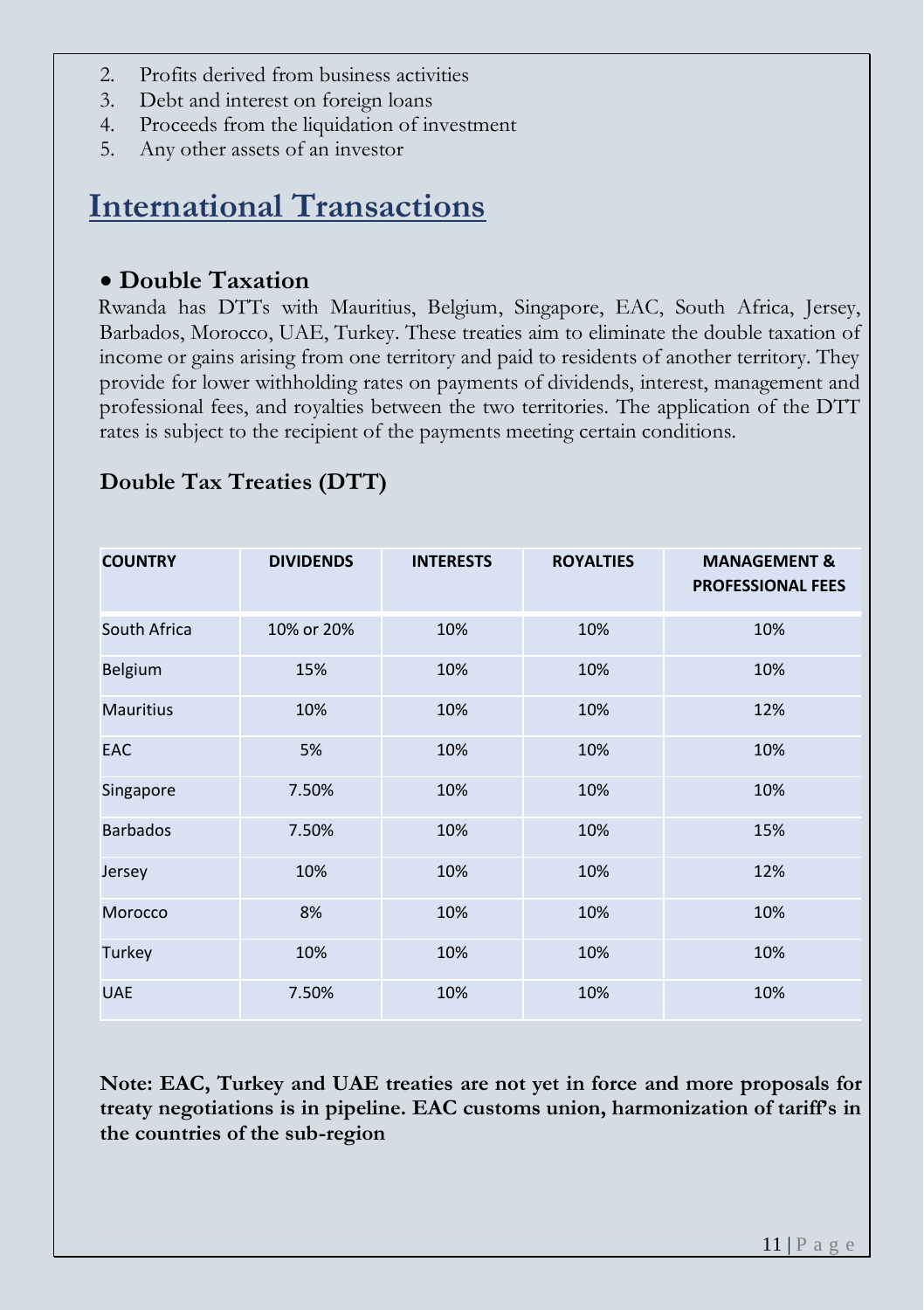2. Profits derived from business activities
3. Debt and interest on foreign loans
4. Proceeds from the liquidation of investment
5. Any other assets of an investor

# International Transactions

## • Double Taxation

Rwanda has DTTs with Mauritius, Belgium, Singapore, EAC, South Africa, Jersey, Barbados, Morocco, UAE, Turkey. These treaties aim to eliminate the double taxation of income or gains arising from one territory and paid to residents of another territory. They provide for lower withholding rates on payments of dividends, interest, management and professional fees, and royalties between the two territories. The application of the DTT rates is subject to the recipient of the payments meeting certain conditions.

### Double Tax Treaties (DTT)

| COUNTRY | DIVIDENDS | INTERESTS | ROYALTIES | MANAGEMENT & PROFESSIONAL FEES |
|---|---|---|---|---|
| South Africa | 10% or 20% | 10% | 10% | 10% |
| Belgium | 15% | 10% | 10% | 10% |
| Mauritius | 10% | 10% | 10% | 12% |
| EAC | 5% | 10% | 10% | 10% |
| Singapore | 7.50% | 10% | 10% | 10% |
| Barbados | 7.50% | 10% | 10% | 15% |
| Jersey | 10% | 10% | 10% | 12% |
| Morocco | 8% | 10% | 10% | 10% |
| Turkey | 10% | 10% | 10% | 10% |
| UAE | 7.50% | 10% | 10% | 10% |

**Note: EAC, Turkey and UAE treaties are not yet in force and more proposals for treaty negotiations is in pipeline. EAC customs union, harmonization of tariff's in the countries of the sub-region**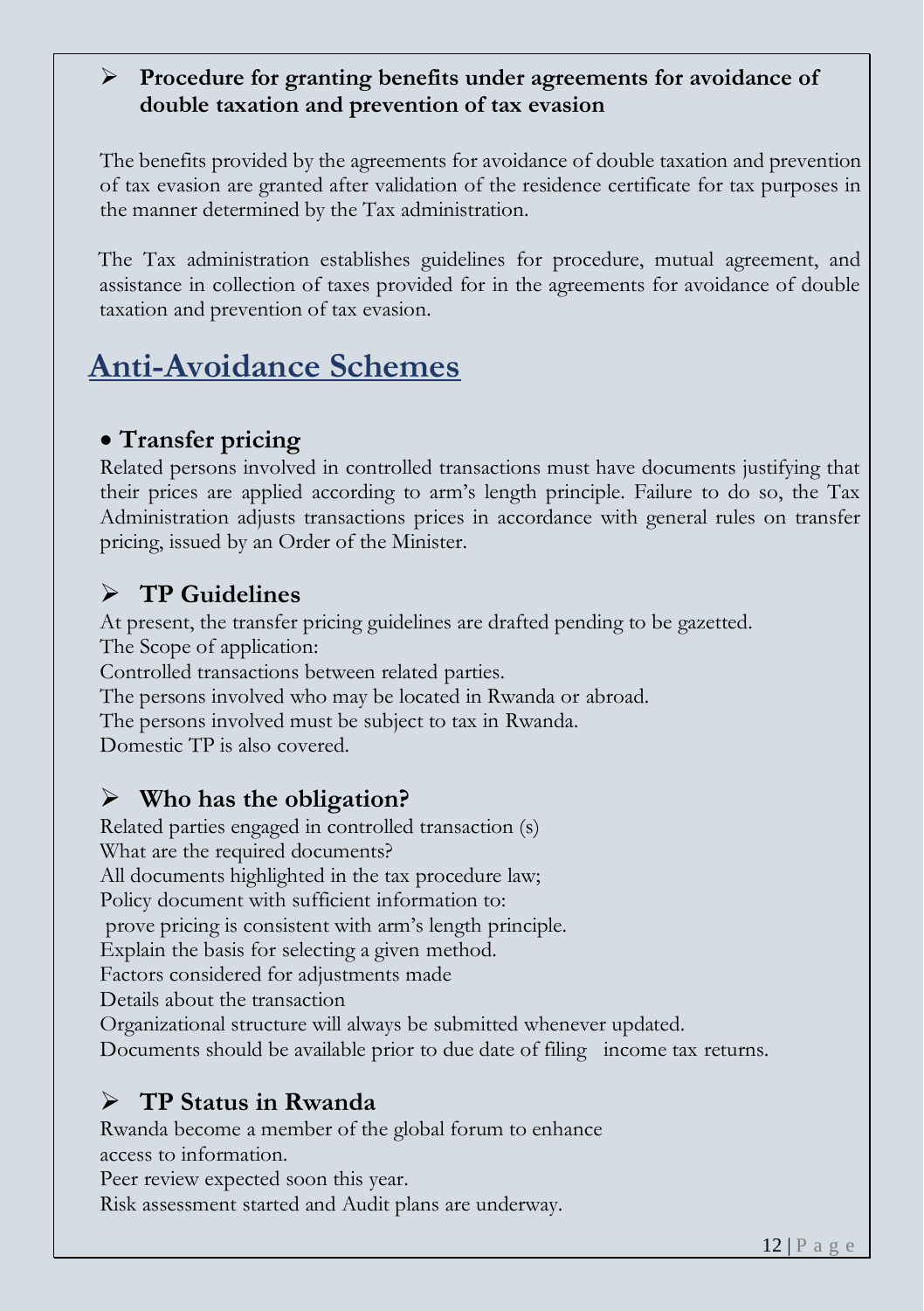- **Procedure for granting benefits under agreements for avoidance of double taxation and prevention of tax evasion**

The benefits provided by the agreements for avoidance of double taxation and prevention of tax evasion are granted after validation of the residence certificate for tax purposes in the manner determined by the Tax administration.

The Tax administration establishes guidelines for procedure, mutual agreement, and assistance in collection of taxes provided for in the agreements for avoidance of double taxation and prevention of tax evasion.

# Anti-Avoidance Schemes

- **Transfer pricing**

Related persons involved in controlled transactions must have documents justifying that their prices are applied according to arm's length principle. Failure to do so, the Tax Administration adjusts transactions prices in accordance with general rules on transfer pricing, issued by an Order of the Minister.

## TP Guidelines

At present, the transfer pricing guidelines are drafted pending to be gazetted.
The Scope of application:
Controlled transactions between related parties.
The persons involved who may be located in Rwanda or abroad.
The persons involved must be subject to tax in Rwanda.
Domestic TP is also covered.

## Who has the obligation?

Related parties engaged in controlled transaction (s)
What are the required documents?
All documents highlighted in the tax procedure law;
Policy document with sufficient information to:
prove pricing is consistent with arm's length principle.
Explain the basis for selecting a given method.
Factors considered for adjustments made
Details about the transaction
Organizational structure will always be submitted whenever updated.
Documents should be available prior to due date of filing income tax returns.

## TP Status in Rwanda

Rwanda become a member of the global forum to enhance access to information.
Peer review expected soon this year.
Risk assessment started and Audit plans are underway.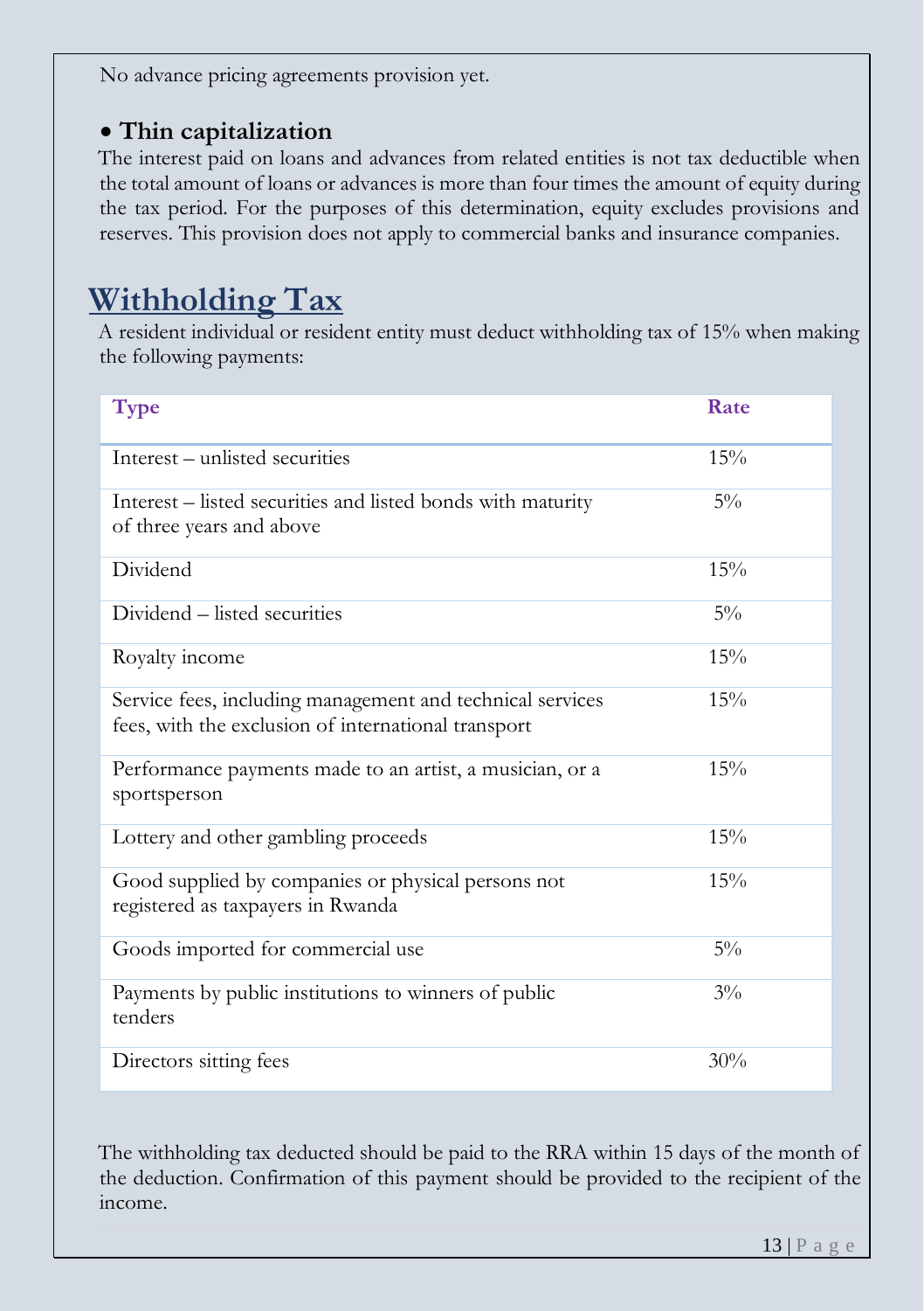No advance pricing agreements provision yet.

- **Thin capitalization**

The interest paid on loans and advances from related entities is not tax deductible when the total amount of loans or advances is more than four times the amount of equity during the tax period. For the purposes of this determination, equity excludes provisions and reserves. This provision does not apply to commercial banks and insurance companies.

# Withholding Tax

A resident individual or resident entity must deduct withholding tax of 15% when making the following payments:

| Type | Rate |
|---|---|
| Interest – unlisted securities | 15% |
| Interest – listed securities and listed bonds with maturity of three years and above | 5% |
| Dividend | 15% |
| Dividend – listed securities | 5% |
| Royalty income | 15% |
| Service fees, including management and technical services fees, with the exclusion of international transport | 15% |
| Performance payments made to an artist, a musician, or a sportsperson | 15% |
| Lottery and other gambling proceeds | 15% |
| Good supplied by companies or physical persons not registered as taxpayers in Rwanda | 15% |
| Goods imported for commercial use | 5% |
| Payments by public institutions to winners of public tenders | 3% |
| Directors sitting fees | 30% |

The withholding tax deducted should be paid to the RRA within 15 days of the month of the deduction. Confirmation of this payment should be provided to the recipient of the income.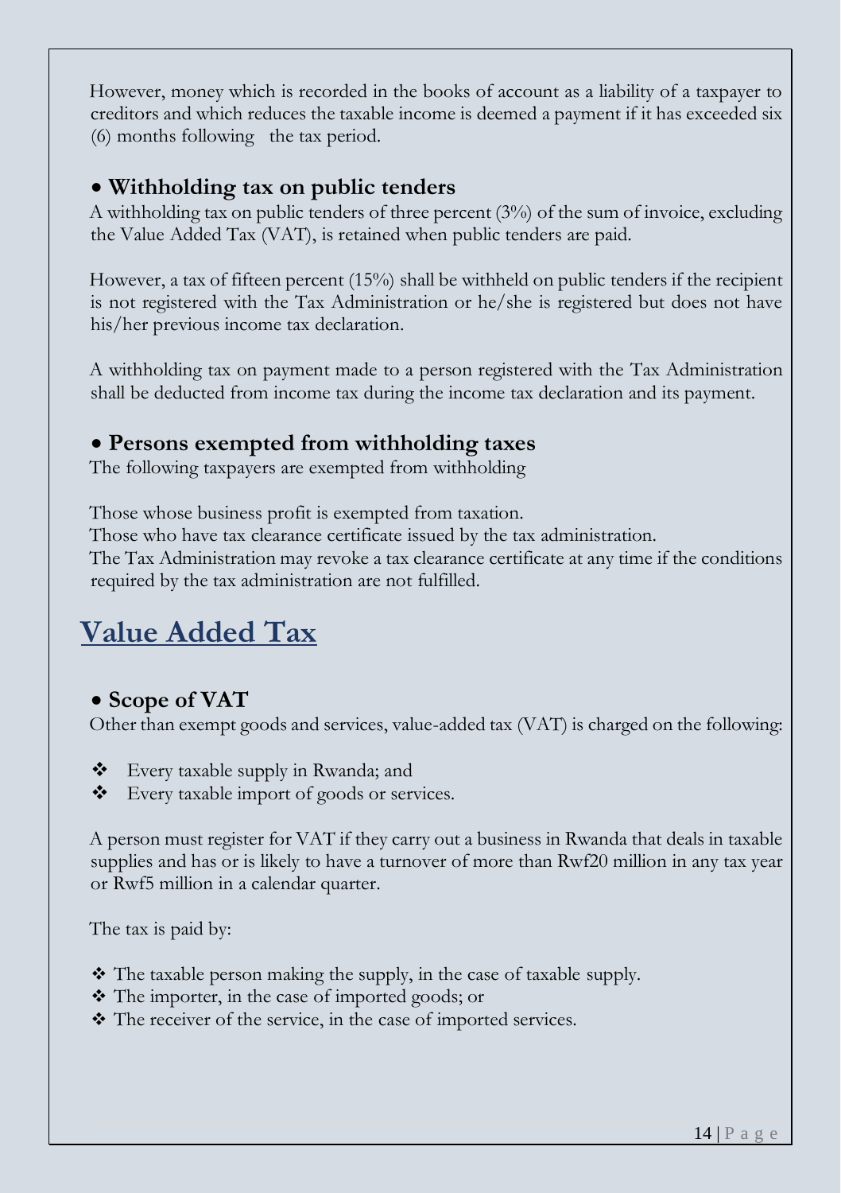However, money which is recorded in the books of account as a liability of a taxpayer to creditors and which reduces the taxable income is deemed a payment if it has exceeded six (6) months following the tax period.

- **Withholding tax on public tenders**

A withholding tax on public tenders of three percent (3%) of the sum of invoice, excluding the Value Added Tax (VAT), is retained when public tenders are paid.

However, a tax of fifteen percent (15%) shall be withheld on public tenders if the recipient is not registered with the Tax Administration or he/she is registered but does not have his/her previous income tax declaration.

A withholding tax on payment made to a person registered with the Tax Administration shall be deducted from income tax during the income tax declaration and its payment.

- **Persons exempted from withholding taxes**

The following taxpayers are exempted from withholding

Those whose business profit is exempted from taxation.
Those who have tax clearance certificate issued by the tax administration.
The Tax Administration may revoke a tax clearance certificate at any time if the conditions required by the tax administration are not fulfilled.

# Value Added Tax

- **Scope of VAT**

Other than exempt goods and services, value-added tax (VAT) is charged on the following:

- Every taxable supply in Rwanda; and
- Every taxable import of goods or services.

A person must register for VAT if they carry out a business in Rwanda that deals in taxable supplies and has or is likely to have a turnover of more than Rwf20 million in any tax year or Rwf5 million in a calendar quarter.

The tax is paid by:

- The taxable person making the supply, in the case of taxable supply.
- The importer, in the case of imported goods; or
- The receiver of the service, in the case of imported services.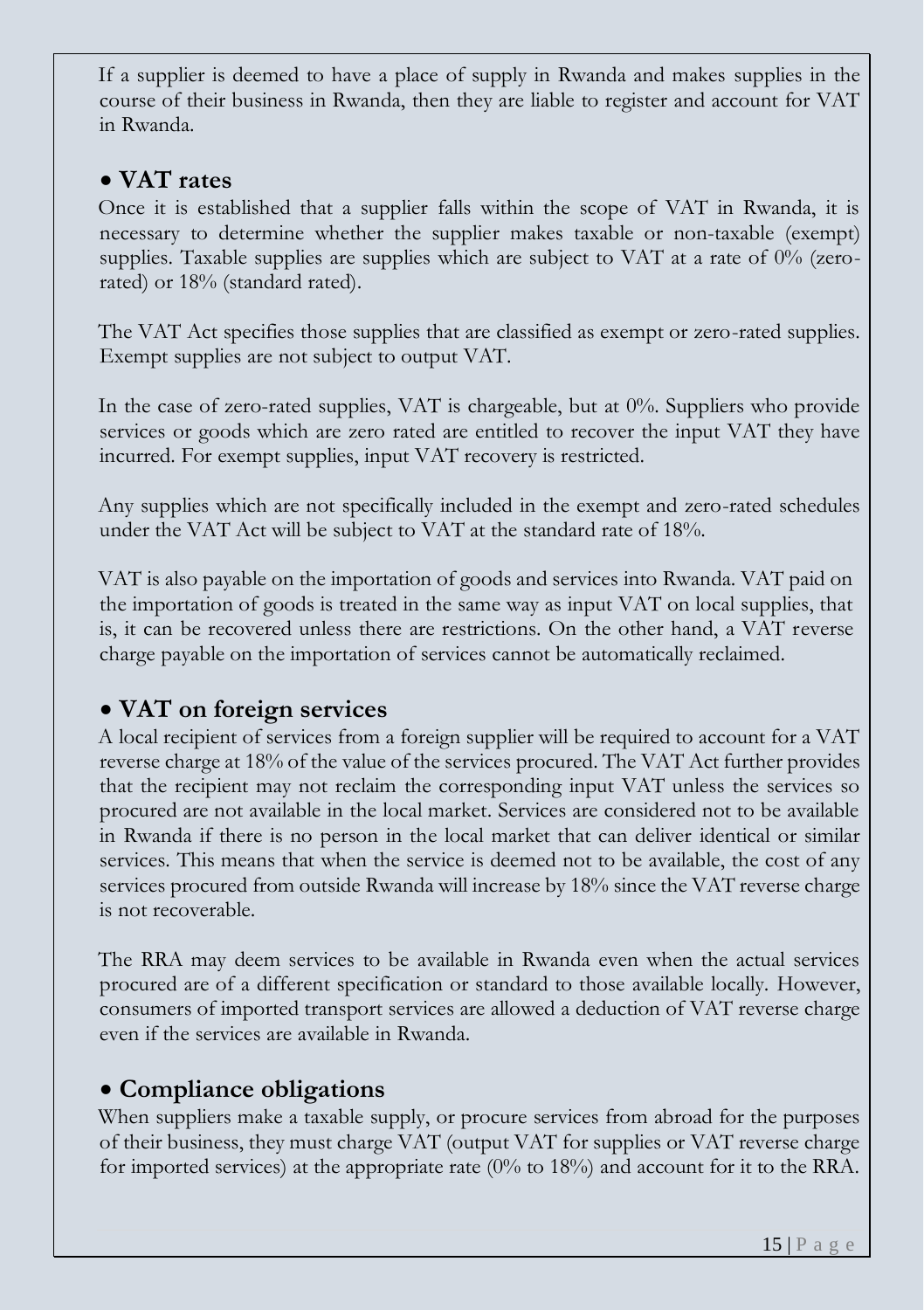If a supplier is deemed to have a place of supply in Rwanda and makes supplies in the course of their business in Rwanda, then they are liable to register and account for VAT in Rwanda.

## • VAT rates

Once it is established that a supplier falls within the scope of VAT in Rwanda, it is necessary to determine whether the supplier makes taxable or non-taxable (exempt) supplies. Taxable supplies are supplies which are subject to VAT at a rate of 0% (zero-rated) or 18% (standard rated).

The VAT Act specifies those supplies that are classified as exempt or zero-rated supplies. Exempt supplies are not subject to output VAT.

In the case of zero-rated supplies, VAT is chargeable, but at 0%. Suppliers who provide services or goods which are zero rated are entitled to recover the input VAT they have incurred. For exempt supplies, input VAT recovery is restricted.

Any supplies which are not specifically included in the exempt and zero-rated schedules under the VAT Act will be subject to VAT at the standard rate of 18%.

VAT is also payable on the importation of goods and services into Rwanda. VAT paid on the importation of goods is treated in the same way as input VAT on local supplies, that is, it can be recovered unless there are restrictions. On the other hand, a VAT reverse charge payable on the importation of services cannot be automatically reclaimed.

## • VAT on foreign services

A local recipient of services from a foreign supplier will be required to account for a VAT reverse charge at 18% of the value of the services procured. The VAT Act further provides that the recipient may not reclaim the corresponding input VAT unless the services so procured are not available in the local market. Services are considered not to be available in Rwanda if there is no person in the local market that can deliver identical or similar services. This means that when the service is deemed not to be available, the cost of any services procured from outside Rwanda will increase by 18% since the VAT reverse charge is not recoverable.

The RRA may deem services to be available in Rwanda even when the actual services procured are of a different specification or standard to those available locally. However, consumers of imported transport services are allowed a deduction of VAT reverse charge even if the services are available in Rwanda.

## • Compliance obligations

When suppliers make a taxable supply, or procure services from abroad for the purposes of their business, they must charge VAT (output VAT for supplies or VAT reverse charge for imported services) at the appropriate rate (0% to 18%) and account for it to the RRA.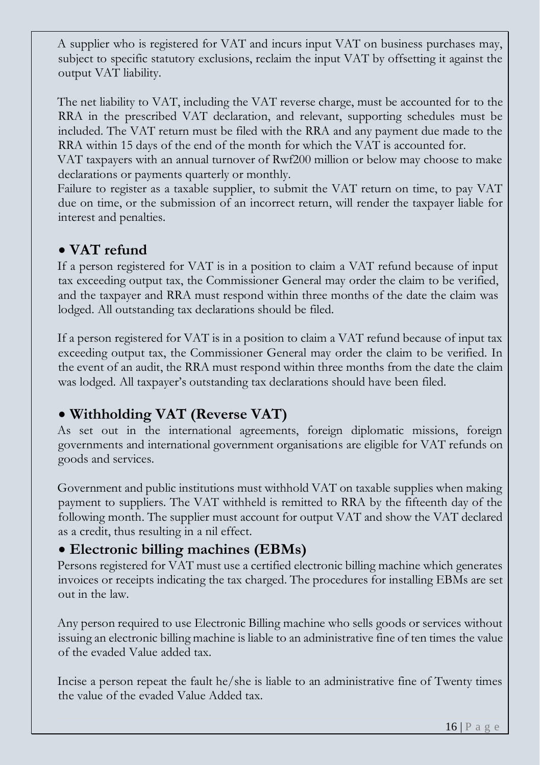A supplier who is registered for VAT and incurs input VAT on business purchases may, subject to specific statutory exclusions, reclaim the input VAT by offsetting it against the output VAT liability.

The net liability to VAT, including the VAT reverse charge, must be accounted for to the RRA in the prescribed VAT declaration, and relevant, supporting schedules must be included. The VAT return must be filed with the RRA and any payment due made to the RRA within 15 days of the end of the month for which the VAT is accounted for.
VAT taxpayers with an annual turnover of Rwf200 million or below may choose to make declarations or payments quarterly or monthly.
Failure to register as a taxable supplier, to submit the VAT return on time, to pay VAT due on time, or the submission of an incorrect return, will render the taxpayer liable for interest and penalties.

## • VAT refund

If a person registered for VAT is in a position to claim a VAT refund because of input tax exceeding output tax, the Commissioner General may order the claim to be verified, and the taxpayer and RRA must respond within three months of the date the claim was lodged. All outstanding tax declarations should be filed.

If a person registered for VAT is in a position to claim a VAT refund because of input tax exceeding output tax, the Commissioner General may order the claim to be verified. In the event of an audit, the RRA must respond within three months from the date the claim was lodged. All taxpayer's outstanding tax declarations should have been filed.

## • Withholding VAT (Reverse VAT)

As set out in the international agreements, foreign diplomatic missions, foreign governments and international government organisations are eligible for VAT refunds on goods and services.

Government and public institutions must withhold VAT on taxable supplies when making payment to suppliers. The VAT withheld is remitted to RRA by the fifteenth day of the following month. The supplier must account for output VAT and show the VAT declared as a credit, thus resulting in a nil effect.

## • Electronic billing machines (EBMs)

Persons registered for VAT must use a certified electronic billing machine which generates invoices or receipts indicating the tax charged. The procedures for installing EBMs are set out in the law.

Any person required to use Electronic Billing machine who sells goods or services without issuing an electronic billing machine is liable to an administrative fine of ten times the value of the evaded Value added tax.

Incise a person repeat the fault he/she is liable to an administrative fine of Twenty times the value of the evaded Value Added tax.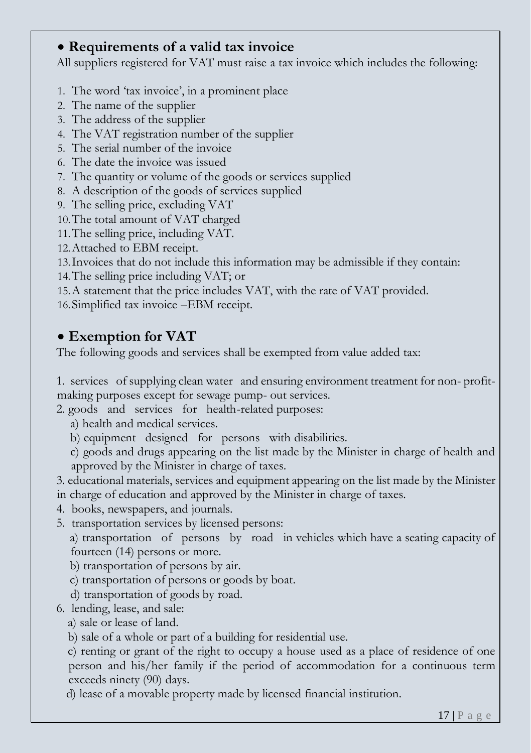## • Requirements of a valid tax invoice

All suppliers registered for VAT must raise a tax invoice which includes the following:

1. The word 'tax invoice', in a prominent place
2. The name of the supplier
3. The address of the supplier
4. The VAT registration number of the supplier
5. The serial number of the invoice
6. The date the invoice was issued
7. The quantity or volume of the goods or services supplied
8. A description of the goods of services supplied
9. The selling price, excluding VAT
10. The total amount of VAT charged
11. The selling price, including VAT.
12. Attached to EBM receipt.
13. Invoices that do not include this information may be admissible if they contain:
14. The selling price including VAT; or
15. A statement that the price includes VAT, with the rate of VAT provided.
16. Simplified tax invoice –EBM receipt.

## • Exemption for VAT

The following goods and services shall be exempted from value added tax:

1. services of supplying clean water and ensuring environment treatment for non- profit-making purposes except for sewage pump- out services.
2. goods and services for health-related purposes:
   a) health and medical services.
   b) equipment designed for persons with disabilities.
   c) goods and drugs appearing on the list made by the Minister in charge of health and approved by the Minister in charge of taxes.
3. educational materials, services and equipment appearing on the list made by the Minister in charge of education and approved by the Minister in charge of taxes.
4. books, newspapers, and journals.
5. transportation services by licensed persons:
   a) transportation of persons by road in vehicles which have a seating capacity of fourteen (14) persons or more.
   b) transportation of persons by air.
   c) transportation of persons or goods by boat.
   d) transportation of goods by road.
6. lending, lease, and sale:
   a) sale or lease of land.
   b) sale of a whole or part of a building for residential use.
   c) renting or grant of the right to occupy a house used as a place of residence of one person and his/her family if the period of accommodation for a continuous term exceeds ninety (90) days.
   d) lease of a movable property made by licensed financial institution.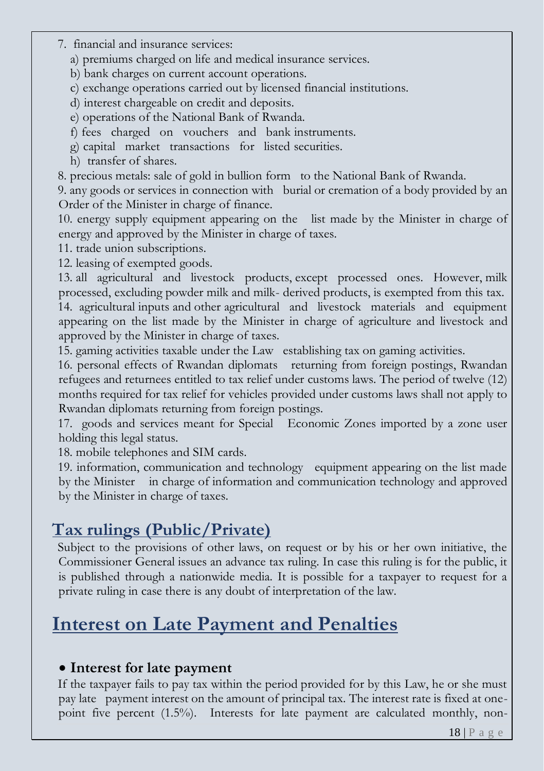7. financial and insurance services:
   a) premiums charged on life and medical insurance services.
   b) bank charges on current account operations.
   c) exchange operations carried out by licensed financial institutions.
   d) interest chargeable on credit and deposits.
   e) operations of the National Bank of Rwanda.
   f) fees charged on vouchers and bank instruments.
   g) capital market transactions for listed securities.
   h) transfer of shares.
8. precious metals: sale of gold in bullion form to the National Bank of Rwanda.
9. any goods or services in connection with burial or cremation of a body provided by an Order of the Minister in charge of finance.
10. energy supply equipment appearing on the list made by the Minister in charge of energy and approved by the Minister in charge of taxes.
11. trade union subscriptions.
12. leasing of exempted goods.
13. all agricultural and livestock products, except processed ones. However, milk processed, excluding powder milk and milk- derived products, is exempted from this tax.
14. agricultural inputs and other agricultural and livestock materials and equipment appearing on the list made by the Minister in charge of agriculture and livestock and approved by the Minister in charge of taxes.
15. gaming activities taxable under the Law establishing tax on gaming activities.
16. personal effects of Rwandan diplomats returning from foreign postings, Rwandan refugees and returnees entitled to tax relief under customs laws. The period of twelve (12) months required for tax relief for vehicles provided under customs laws shall not apply to Rwandan diplomats returning from foreign postings.
17. goods and services meant for Special Economic Zones imported by a zone user holding this legal status.
18. mobile telephones and SIM cards.
19. information, communication and technology equipment appearing on the list made by the Minister in charge of information and communication technology and approved by the Minister in charge of taxes.

## Tax rulings (Public/Private)

Subject to the provisions of other laws, on request or by his or her own initiative, the Commissioner General issues an advance tax ruling. In case this ruling is for the public, it is published through a nationwide media. It is possible for a taxpayer to request for a private ruling in case there is any doubt of interpretation of the law.

# Interest on Late Payment and Penalties

- **Interest for late payment**

If the taxpayer fails to pay tax within the period provided for by this Law, he or she must pay late payment interest on the amount of principal tax. The interest rate is fixed at one-point five percent (1.5%). Interests for late payment are calculated monthly, non-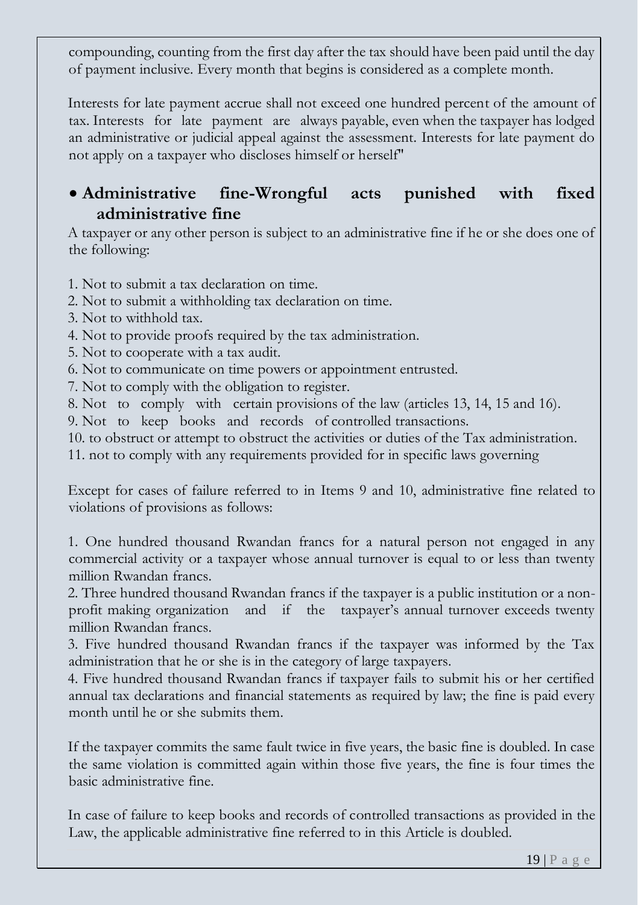compounding, counting from the first day after the tax should have been paid until the day of payment inclusive. Every month that begins is considered as a complete month.

Interests for late payment accrue shall not exceed one hundred percent of the amount of tax. Interests for late payment are always payable, even when the taxpayer has lodged an administrative or judicial appeal against the assessment. Interests for late payment do not apply on a taxpayer who discloses himself or herself"

- **Administrative fine-Wrongful acts punished with fixed administrative fine**

A taxpayer or any other person is subject to an administrative fine if he or she does one of the following:

1. Not to submit a tax declaration on time.
2. Not to submit a withholding tax declaration on time.
3. Not to withhold tax.
4. Not to provide proofs required by the tax administration.
5. Not to cooperate with a tax audit.
6. Not to communicate on time powers or appointment entrusted.
7. Not to comply with the obligation to register.
8. Not to comply with certain provisions of the law (articles 13, 14, 15 and 16).
9. Not to keep books and records of controlled transactions.
10. to obstruct or attempt to obstruct the activities or duties of the Tax administration.
11. not to comply with any requirements provided for in specific laws governing

Except for cases of failure referred to in Items 9 and 10, administrative fine related to violations of provisions as follows:

1. One hundred thousand Rwandan francs for a natural person not engaged in any commercial activity or a taxpayer whose annual turnover is equal to or less than twenty million Rwandan francs.
2. Three hundred thousand Rwandan francs if the taxpayer is a public institution or a non-profit making organization and if the taxpayer's annual turnover exceeds twenty million Rwandan francs.
3. Five hundred thousand Rwandan francs if the taxpayer was informed by the Tax administration that he or she is in the category of large taxpayers.
4. Five hundred thousand Rwandan francs if taxpayer fails to submit his or her certified annual tax declarations and financial statements as required by law; the fine is paid every month until he or she submits them.

If the taxpayer commits the same fault twice in five years, the basic fine is doubled. In case the same violation is committed again within those five years, the fine is four times the basic administrative fine.

In case of failure to keep books and records of controlled transactions as provided in the Law, the applicable administrative fine referred to in this Article is doubled.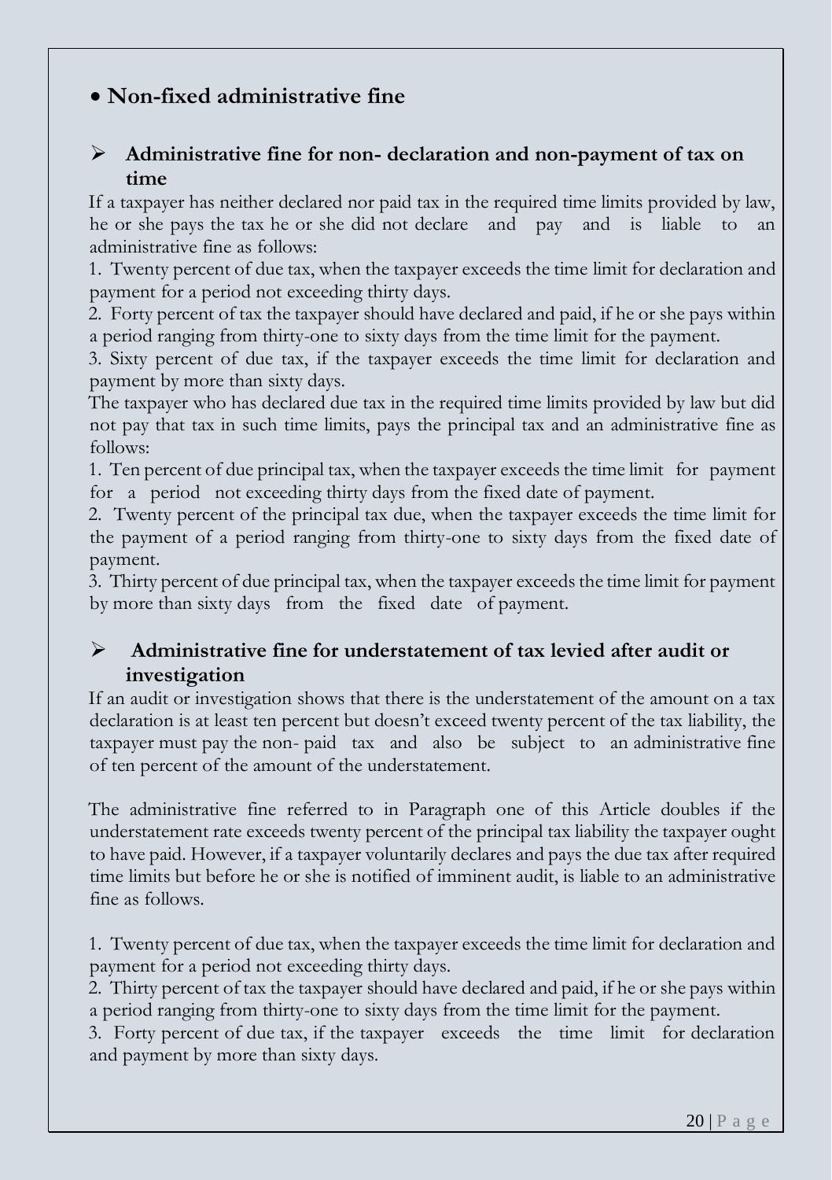- **Non-fixed administrative fine**

### Administrative fine for non- declaration and non-payment of tax on time

If a taxpayer has neither declared nor paid tax in the required time limits provided by law, he or she pays the tax he or she did not declare and pay and is liable to an administrative fine as follows:

1. Twenty percent of due tax, when the taxpayer exceeds the time limit for declaration and payment for a period not exceeding thirty days.
2. Forty percent of tax the taxpayer should have declared and paid, if he or she pays within a period ranging from thirty-one to sixty days from the time limit for the payment.
3. Sixty percent of due tax, if the taxpayer exceeds the time limit for declaration and payment by more than sixty days.

The taxpayer who has declared due tax in the required time limits provided by law but did not pay that tax in such time limits, pays the principal tax and an administrative fine as follows:

1. Ten percent of due principal tax, when the taxpayer exceeds the time limit for payment for a period not exceeding thirty days from the fixed date of payment.
2. Twenty percent of the principal tax due, when the taxpayer exceeds the time limit for the payment of a period ranging from thirty-one to sixty days from the fixed date of payment.
3. Thirty percent of due principal tax, when the taxpayer exceeds the time limit for payment by more than sixty days from the fixed date of payment.

### Administrative fine for understatement of tax levied after audit or investigation

If an audit or investigation shows that there is the understatement of the amount on a tax declaration is at least ten percent but doesn't exceed twenty percent of the tax liability, the taxpayer must pay the non- paid tax and also be subject to an administrative fine of ten percent of the amount of the understatement.

The administrative fine referred to in Paragraph one of this Article doubles if the understatement rate exceeds twenty percent of the principal tax liability the taxpayer ought to have paid. However, if a taxpayer voluntarily declares and pays the due tax after required time limits but before he or she is notified of imminent audit, is liable to an administrative fine as follows.

1. Twenty percent of due tax, when the taxpayer exceeds the time limit for declaration and payment for a period not exceeding thirty days.
2. Thirty percent of tax the taxpayer should have declared and paid, if he or she pays within a period ranging from thirty-one to sixty days from the time limit for the payment.
3. Forty percent of due tax, if the taxpayer exceeds the time limit for declaration and payment by more than sixty days.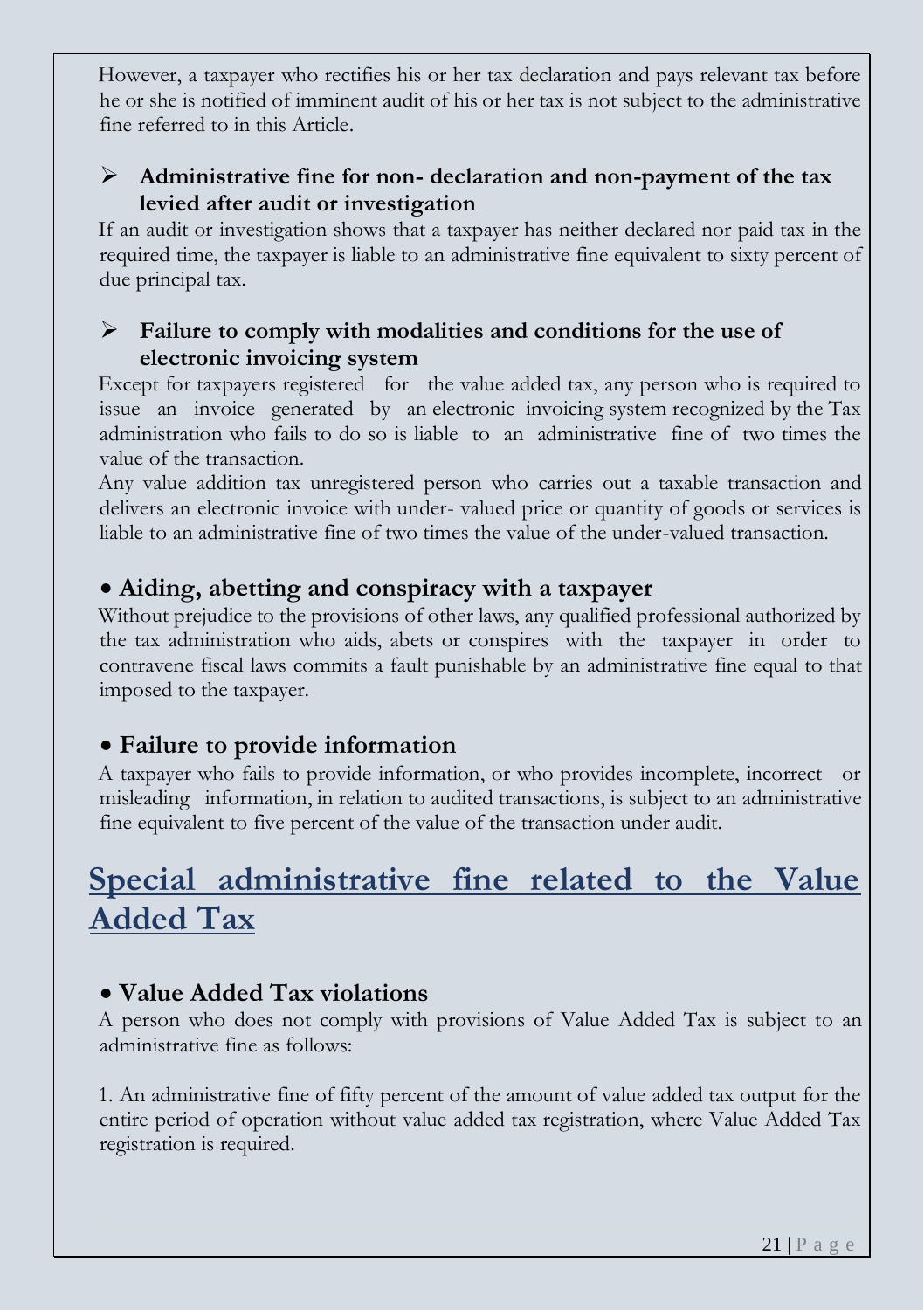However, a taxpayer who rectifies his or her tax declaration and pays relevant tax before he or she is notified of imminent audit of his or her tax is not subject to the administrative fine referred to in this Article.

- **Administrative fine for non- declaration and non-payment of the tax levied after audit or investigation**

If an audit or investigation shows that a taxpayer has neither declared nor paid tax in the required time, the taxpayer is liable to an administrative fine equivalent to sixty percent of due principal tax.

- **Failure to comply with modalities and conditions for the use of electronic invoicing system**

Except for taxpayers registered for the value added tax, any person who is required to issue an invoice generated by an electronic invoicing system recognized by the Tax administration who fails to do so is liable to an administrative fine of two times the value of the transaction.

Any value addition tax unregistered person who carries out a taxable transaction and delivers an electronic invoice with under- valued price or quantity of goods or services is liable to an administrative fine of two times the value of the under-valued transaction.

- **Aiding, abetting and conspiracy with a taxpayer**

Without prejudice to the provisions of other laws, any qualified professional authorized by the tax administration who aids, abets or conspires with the taxpayer in order to contravene fiscal laws commits a fault punishable by an administrative fine equal to that imposed to the taxpayer.

- **Failure to provide information**

A taxpayer who fails to provide information, or who provides incomplete, incorrect or misleading information, in relation to audited transactions, is subject to an administrative fine equivalent to five percent of the value of the transaction under audit.

## Special administrative fine related to the Value Added Tax

- **Value Added Tax violations**

A person who does not comply with provisions of Value Added Tax is subject to an administrative fine as follows:

1. An administrative fine of fifty percent of the amount of value added tax output for the entire period of operation without value added tax registration, where Value Added Tax registration is required.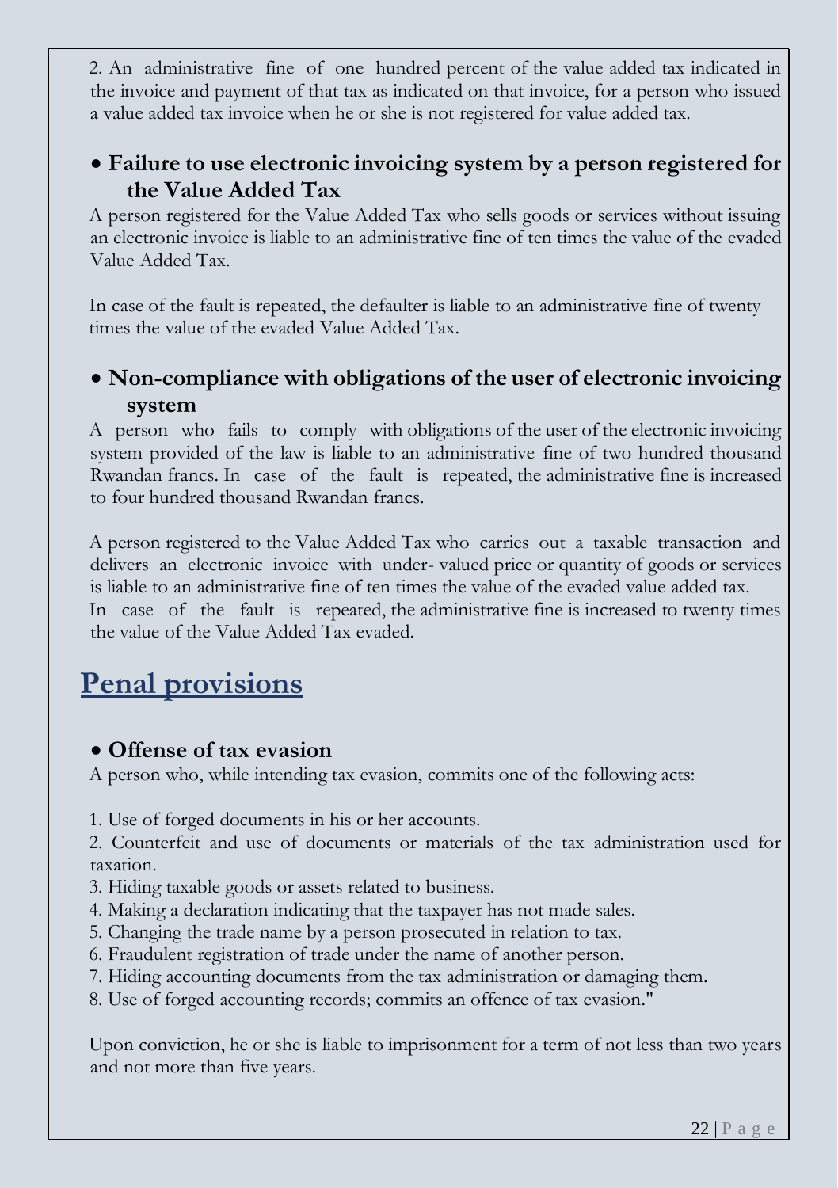2. An administrative fine of one hundred percent of the value added tax indicated in the invoice and payment of that tax as indicated on that invoice, for a person who issued a value added tax invoice when he or she is not registered for value added tax.

- **Failure to use electronic invoicing system by a person registered for the Value Added Tax**

A person registered for the Value Added Tax who sells goods or services without issuing an electronic invoice is liable to an administrative fine of ten times the value of the evaded Value Added Tax.

In case of the fault is repeated, the defaulter is liable to an administrative fine of twenty times the value of the evaded Value Added Tax.

- **Non-compliance with obligations of the user of electronic invoicing system**

A person who fails to comply with obligations of the user of the electronic invoicing system provided of the law is liable to an administrative fine of two hundred thousand Rwandan francs. In case of the fault is repeated, the administrative fine is increased to four hundred thousand Rwandan francs.

A person registered to the Value Added Tax who carries out a taxable transaction and delivers an electronic invoice with under- valued price or quantity of goods or services is liable to an administrative fine of ten times the value of the evaded value added tax. In case of the fault is repeated, the administrative fine is increased to twenty times the value of the Value Added Tax evaded.

# Penal provisions

- **Offense of tax evasion**

A person who, while intending tax evasion, commits one of the following acts:

1. Use of forged documents in his or her accounts.
2. Counterfeit and use of documents or materials of the tax administration used for taxation.
3. Hiding taxable goods or assets related to business.
4. Making a declaration indicating that the taxpayer has not made sales.
5. Changing the trade name by a person prosecuted in relation to tax.
6. Fraudulent registration of trade under the name of another person.
7. Hiding accounting documents from the tax administration or damaging them.
8. Use of forged accounting records; commits an offence of tax evasion."

Upon conviction, he or she is liable to imprisonment for a term of not less than two years and not more than five years.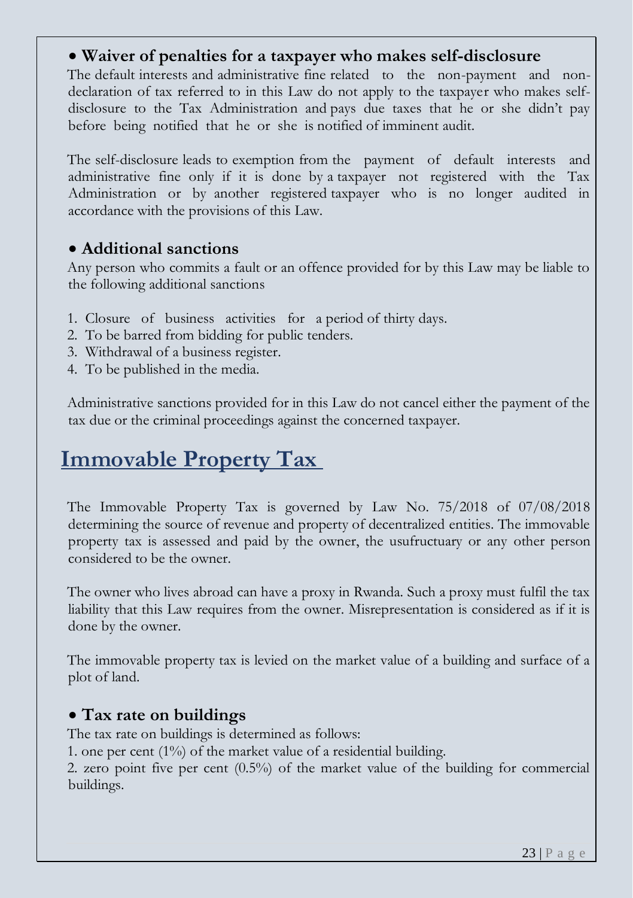- **Waiver of penalties for a taxpayer who makes self-disclosure**

The default interests and administrative fine related to the non-payment and non-declaration of tax referred to in this Law do not apply to the taxpayer who makes self-disclosure to the Tax Administration and pays due taxes that he or she didn't pay before being notified that he or she is notified of imminent audit.

The self-disclosure leads to exemption from the payment of default interests and administrative fine only if it is done by a taxpayer not registered with the Tax Administration or by another registered taxpayer who is no longer audited in accordance with the provisions of this Law.

- **Additional sanctions**

Any person who commits a fault or an offence provided for by this Law may be liable to the following additional sanctions

1. Closure of business activities for a period of thirty days.
2. To be barred from bidding for public tenders.
3. Withdrawal of a business register.
4. To be published in the media.

Administrative sanctions provided for in this Law do not cancel either the payment of the tax due or the criminal proceedings against the concerned taxpayer.

# Immovable Property Tax

The Immovable Property Tax is governed by Law No. 75/2018 of 07/08/2018 determining the source of revenue and property of decentralized entities. The immovable property tax is assessed and paid by the owner, the usufructuary or any other person considered to be the owner.

The owner who lives abroad can have a proxy in Rwanda. Such a proxy must fulfil the tax liability that this Law requires from the owner. Misrepresentation is considered as if it is done by the owner.

The immovable property tax is levied on the market value of a building and surface of a plot of land.

- **Tax rate on buildings**

The tax rate on buildings is determined as follows:

1. one per cent (1%) of the market value of a residential building.
2. zero point five per cent (0.5%) of the market value of the building for commercial buildings.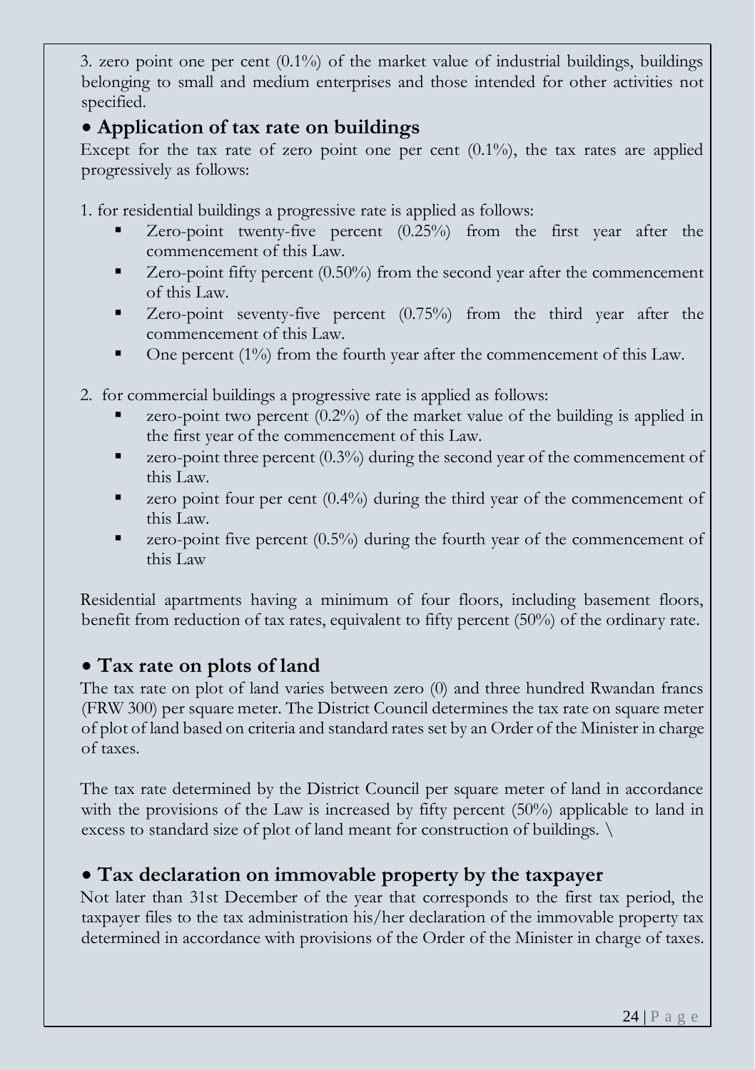3. zero point one per cent (0.1%) of the market value of industrial buildings, buildings belonging to small and medium enterprises and those intended for other activities not specified.

## • Application of tax rate on buildings

Except for the tax rate of zero point one per cent (0.1%), the tax rates are applied progressively as follows:

1. for residential buildings a progressive rate is applied as follows:
   - Zero-point twenty-five percent (0.25%) from the first year after the commencement of this Law.
   - Zero-point fifty percent (0.50%) from the second year after the commencement of this Law.
   - Zero-point seventy-five percent (0.75%) from the third year after the commencement of this Law.
   - One percent (1%) from the fourth year after the commencement of this Law.

2. for commercial buildings a progressive rate is applied as follows:
   - zero-point two percent (0.2%) of the market value of the building is applied in the first year of the commencement of this Law.
   - zero-point three percent (0.3%) during the second year of the commencement of this Law.
   - zero point four per cent (0.4%) during the third year of the commencement of this Law.
   - zero-point five percent (0.5%) during the fourth year of the commencement of this Law

Residential apartments having a minimum of four floors, including basement floors, benefit from reduction of tax rates, equivalent to fifty percent (50%) of the ordinary rate.

## • Tax rate on plots of land

The tax rate on plot of land varies between zero (0) and three hundred Rwandan francs (FRW 300) per square meter. The District Council determines the tax rate on square meter of plot of land based on criteria and standard rates set by an Order of the Minister in charge of taxes.

The tax rate determined by the District Council per square meter of land in accordance with the provisions of the Law is increased by fifty percent (50%) applicable to land in excess to standard size of plot of land meant for construction of buildings. \

## • Tax declaration on immovable property by the taxpayer

Not later than 31st December of the year that corresponds to the first tax period, the taxpayer files to the tax administration his/her declaration of the immovable property tax determined in accordance with provisions of the Order of the Minister in charge of taxes.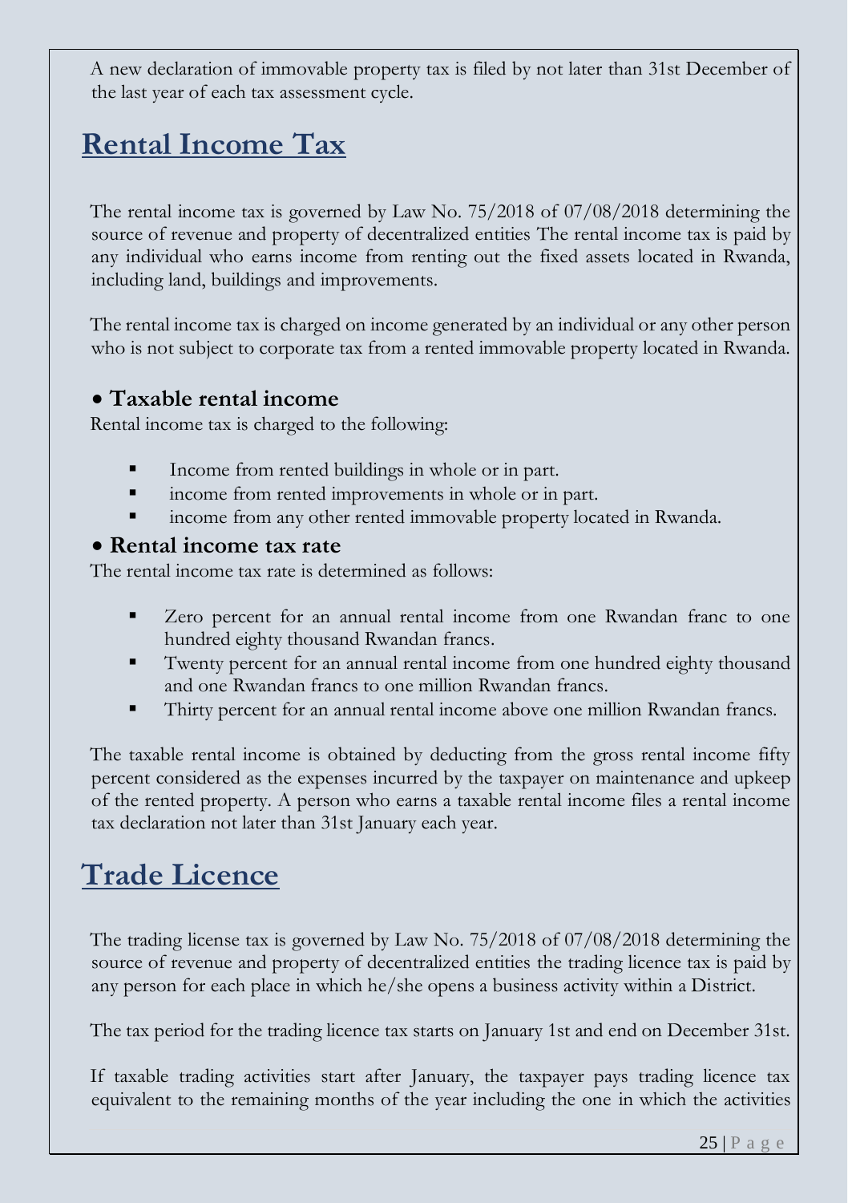A new declaration of immovable property tax is filed by not later than 31st December of the last year of each tax assessment cycle.

# Rental Income Tax

The rental income tax is governed by Law No. 75/2018 of 07/08/2018 determining the source of revenue and property of decentralized entities The rental income tax is paid by any individual who earns income from renting out the fixed assets located in Rwanda, including land, buildings and improvements.

The rental income tax is charged on income generated by an individual or any other person who is not subject to corporate tax from a rented immovable property located in Rwanda.

- **Taxable rental income**

Rental income tax is charged to the following:

- Income from rented buildings in whole or in part.
- income from rented improvements in whole or in part.
- income from any other rented immovable property located in Rwanda.

- **Rental income tax rate**

The rental income tax rate is determined as follows:

- Zero percent for an annual rental income from one Rwandan franc to one hundred eighty thousand Rwandan francs.
- Twenty percent for an annual rental income from one hundred eighty thousand and one Rwandan francs to one million Rwandan francs.
- Thirty percent for an annual rental income above one million Rwandan francs.

The taxable rental income is obtained by deducting from the gross rental income fifty percent considered as the expenses incurred by the taxpayer on maintenance and upkeep of the rented property. A person who earns a taxable rental income files a rental income tax declaration not later than 31st January each year.

# Trade Licence

The trading license tax is governed by Law No. 75/2018 of 07/08/2018 determining the source of revenue and property of decentralized entities the trading licence tax is paid by any person for each place in which he/she opens a business activity within a District.

The tax period for the trading licence tax starts on January 1st and end on December 31st.

If taxable trading activities start after January, the taxpayer pays trading licence tax equivalent to the remaining months of the year including the one in which the activities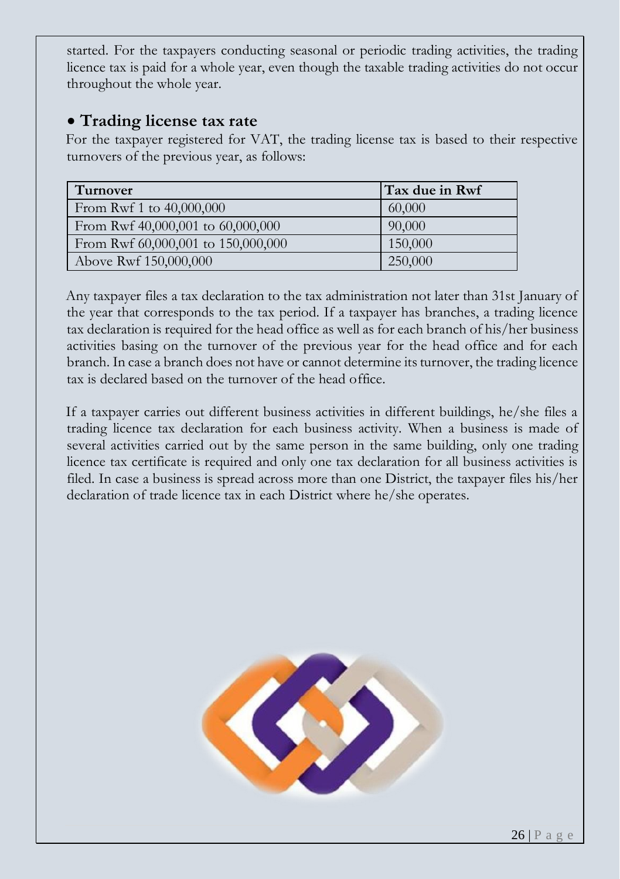started. For the taxpayers conducting seasonal or periodic trading activities, the trading licence tax is paid for a whole year, even though the taxable trading activities do not occur throughout the whole year.

## • Trading license tax rate

For the taxpayer registered for VAT, the trading license tax is based to their respective turnovers of the previous year, as follows:

| Turnover | Tax due in Rwf |
|---|---|
| From Rwf 1 to 40,000,000 | 60,000 |
| From Rwf 40,000,001 to 60,000,000 | 90,000 |
| From Rwf 60,000,001 to 150,000,000 | 150,000 |
| Above Rwf 150,000,000 | 250,000 |

Any taxpayer files a tax declaration to the tax administration not later than 31st January of the year that corresponds to the tax period. If a taxpayer has branches, a trading licence tax declaration is required for the head office as well as for each branch of his/her business activities basing on the turnover of the previous year for the head office and for each branch. In case a branch does not have or cannot determine its turnover, the trading licence tax is declared based on the turnover of the head office.

If a taxpayer carries out different business activities in different buildings, he/she files a trading licence tax declaration for each business activity. When a business is made of several activities carried out by the same person in the same building, only one trading licence tax certificate is required and only one tax declaration for all business activities is filed. In case a business is spread across more than one District, the taxpayer files his/her declaration of trade licence tax in each District where he/she operates.